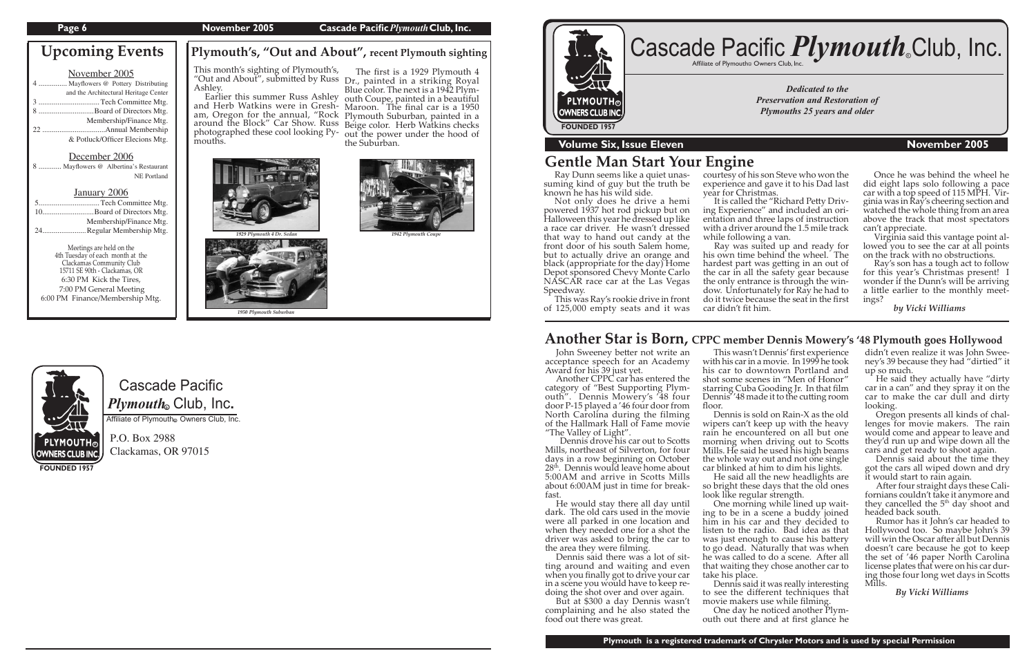## Upcoming Events

### November 2005

4 ............... Mayflowers @ Pottery Distributing and the Architectural Heritage Center
3 ................................Tech Committee Mtg.
8 .............................Board of Directors Mtg. Membership/Finance Mtg.
22 ..................................Annual Membership & Potluck/Officer Elecions Mtg.

### December 2006

8 ............ Mayflowers @ Albertina's Restaurant NE Portland

### January 2006

5................................Tech Committee Mtg.
10...........................Board of Directors Mtg. Membership/Finance Mtg.
24.......................Regular Membership Mtg.

Meetings are held on the 4th Tuesday of each month at the Clackamas Community Club 15711 SE 90th - Clackamas, OR
6:30 PM Kick the Tires,
7:00 PM General Meeting
6:00 PM Finance/Membership Mtg.

## Plymouth's, "Out and About", recent Plymouth sighting

This month's sighting of Plymouth's, "Out and About", submitted by Russ Ashley.

Earlier this summer Russ Ashley and Herb Watkins were in Gresham, Oregon for the annual, "Rock around the Block" Car Show. Russ photographed these cool looking Pymouths.

The first is a 1929 Plymouth 4 Dr., painted in a striking Royal Blue color. The next is a 1942 Plymouth Coupe, painted in a beautiful Maroon. The final car is a 1950 Plymouth Suburban, painted in a Beige color. Herb Watkins checks out the power under the hood of the Suburban.

*1929 Plymouth 4 Dr. Sedan*

*1942 Plymouth Coupe*

*1950 Plymouth Suburban*

Cascade Pacific *Plymouth*® Club, Inc.
Affiliate of Plymouth® Owners Club, Inc.

P.O. Box 2988
Clackamas, OR 97015

# Cascade Pacific *Plymouth*® Club, Inc.

Affiliate of Plymouth® Owners Club, Inc.

*Dedicated to the Preservation and Restoration of Plymouths 25 years and older*

**Volume Six, Issue Eleven** — **November 2005**

## Gentle Man Start Your Engine

Ray Dunn seems like a quiet unassuming kind of guy but the truth be known he has his wild side.

Not only does he drive a hemi powered 1937 hot rod pickup but on Halloween this year he dressed up like a race car driver. He wasn't dressed that way to hand out candy at the front door of his south Salem home, but to actually drive an orange and black (appropriate for the day) Home Depot sponsored Chevy Monte Carlo NASCAR race car at the Las Vegas Speedway.

This was Ray's rookie drive in front of 125,000 empty seats and it was courtesy of his son Steve who won the experience and gave it to his Dad last year for Christmas.

It is called the "Richard Petty Driving Experience" and included an orientation and three laps of instruction with a driver around the 1.5 mile track while following a van.

Ray was suited up and ready for his own time behind the wheel. The hardest part was getting in an out of the car in all the safety gear because the only entrance is through the window. Unfortunately for Ray he had to do it twice because the seat in the first car didn't fit him.

Once he was behind the wheel he did eight laps solo following a pace car with a top speed of 115 MPH. Virginia was in Ray's cheering section and watched the whole thing from an area above the track that most spectators can't appreciate.

Virginia said this vantage point allowed you to see the car at all points on the track with no obstructions.

Ray's son has a tough act to follow for this year's Christmas present! I wonder if the Dunn's will be arriving a little earlier to the monthly meetings?

*by Vicki Williams*

## Another Star is Born, CPPC member Dennis Mowery's '48 Plymouth goes Hollywood

John Sweeney better not write an acceptance speech for an Academy Award for his 39 just yet.

Another CPPC car has entered the category of "Best Supporting Plymouth". Dennis Mowery's '48 four door P-15 played a '46 four door from North Carolina during the filming of the Hallmark Hall of Fame movie "The Valley of Light".

Dennis drove his car out to Scotts Mills, northeast of Silverton, for four days in a row beginning on October 28th. Dennis would leave home about 5:00AM and arrive in Scotts Mills about 6:00AM just in time for breakfast.

He would stay there all day until dark. The old cars used in the movie were all parked in one location and when they needed one for a shot the driver was asked to bring the car to the area they were filming.

Dennis said there was a lot of sitting around and waiting and even when you finally got to drive your car in a scene you would have to keep redoing the shot over and over again.

But at $300 a day Dennis wasn't complaining and he also stated the food out there was great.

This wasn't Dennis' first experience with his car in a movie. In 1999 he took his car to downtown Portland and shot some scenes in "Men of Honor" starring Cuba Gooding Jr. In that film Dennis' 48 made it to the cutting room floor.

Dennis is sold on Rain-X as the old wipers can't keep up with the heavy rain he encountered on all but one morning when driving out to Scotts Mills. He said he used his high beams the whole way out and not one single car blinked at him to dim his lights.

He said all the new headlights are so bright these days that the old ones look like regular strength.

One morning while lined up waiting to be in a scene a buddy joined him in his car and they decided to listen to the radio. Bad idea as that was just enough to cause his battery to go dead. Naturally that was when he was called to do a scene. After all that waiting they chose another car to take his place.

Dennis said it was really interesting to see the different techniques that movie makers use while filming.

One day he noticed another Plymouth out there and at first glance he didn't even realize it was John Sweeney's 39 because they had "dirtied" it up so much.

He said they actually have "dirty car in a can" and they spray it on the car to make the car dull and dirty looking.

Oregon presents all kinds of challenges for movie makers. The rain would come and appear to leave and they'd run up and wipe down all the cars and get ready to shoot again.

Dennis said about the time they got the cars all wiped down and dry it would start to rain again.

After four straight days these Californians couldn't take it anymore and they cancelled the 5th day shoot and headed back south.

Rumor has it John's car headed to Hollywood too. So maybe John's 39 will win the Oscar after all but Dennis doesn't care because he got to keep the set of '46 paper North Carolina license plates that were on his car during those four long wet days in Scotts Mills.

*By Vicki Williams*

**Plymouth is a registered trademark of Chrysler Motors and is used by special Permission**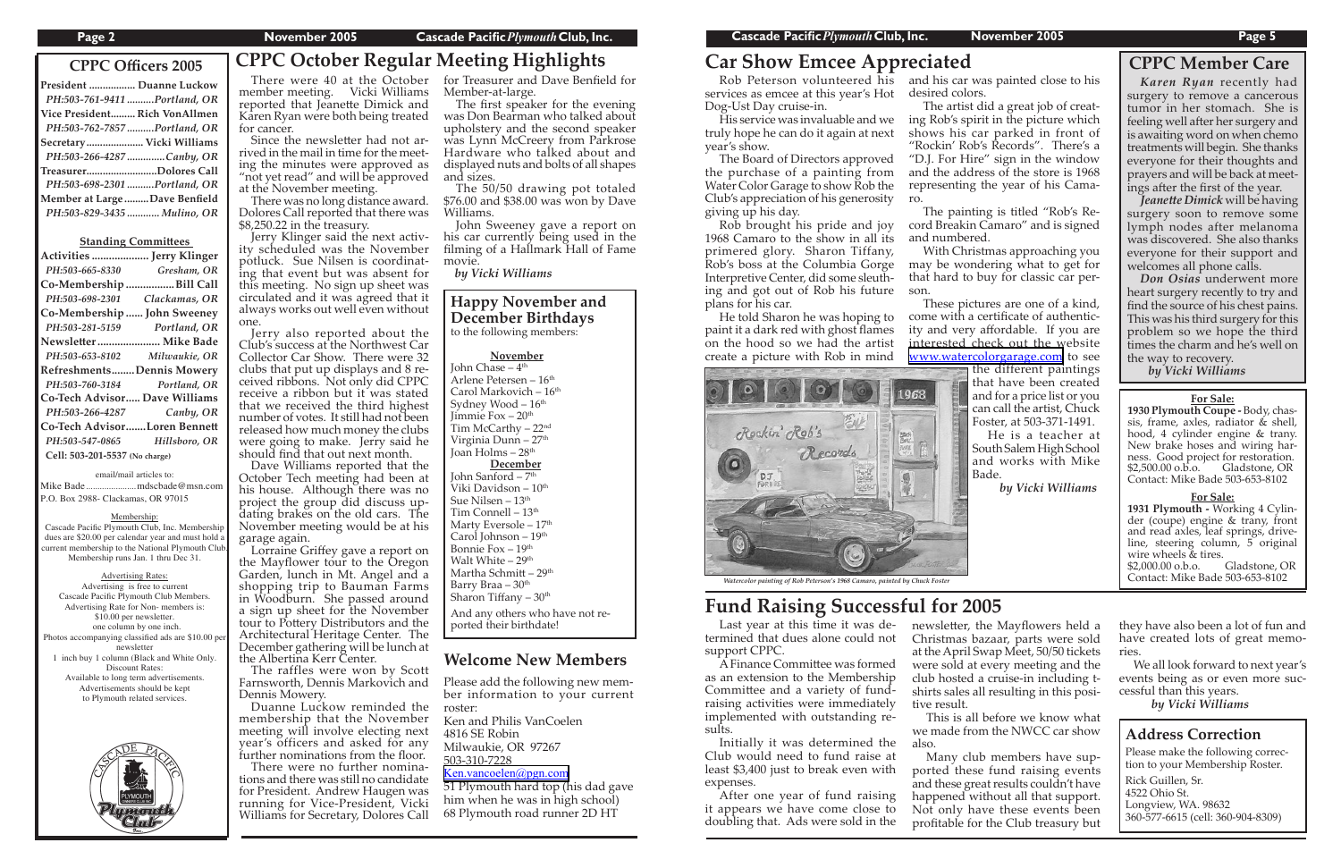## CPPC Officers 2005

**President** ................. Duanne Luckow
*PH:503-761-9411 ..........Portland, OR*
**Vice President**......... Rich VonAllmen
*PH:503-762-7857 ..........Portland, OR*
**Secretary** ..................... Vicki Williams
*PH:503-266-4287 .............Canby, OR*
**Treasurer**.........................Dolores Call
*PH:503-698-2301 ..........Portland, OR*
**Member at Large** .........Dave Benfield
*PH:503-829-3435 ............ Mulino, OR*

**Standing Committees**

**Activities** .................... Jerry Klinger
*PH:503-665-8330 Gresham, OR*
**Co-Membership** .................Bill Call
*PH:503-698-2301 Clackamas, OR*
**Co-Membership** ...... John Sweeney
*PH:503-281-5159 Portland, OR*
**Newsletter** ...................... Mike Bade
*PH:503-653-8102 Milwaukie, OR*
**Refreshments**........Dennis Mowery
*PH:503-760-3184 Portland, OR*
**Co-Tech Advisor**..... Dave Williams
*PH:503-266-4287 Canby, OR*
**Co-Tech Advisor**.......Loren Bennett
*PH:503-547-0865 Hillsboro, OR*
**Cell: 503-201-5537 (No charge)**

email/mail articles to:
Mike Bade ..................... mdscbade@msn.com
P.O. Box 2988- Clackamas, OR 97015

Membership:
Cascade Pacific Plymouth Club, Inc. Membership dues are $20.00 per calendar year and must hold a current membership to the National Plymouth Club. Membership runs Jan. 1 thru Dec 31.

Advertising Rates:
Advertising is free to current Cascade Pacific Plymouth Club Members. Advertising Rate for Non- members is: $10.00 per newsletter. one column by one inch. Photos accompanying classified ads are $10.00 per newsletter
1 inch buy 1 column (Black and White Only. Discount Rates: Available to long term advertisements. Advertisements should be kept to Plymouth related services.

## CPPC October Regular Meeting Highlights

There were 40 at the October member meeting. Vicki Williams reported that Jeanette Dimick and Karen Ryan were both being treated for cancer.

Since the newsletter had not arrived in the mail in time for the meeting the minutes were approved as "not yet read" and will be approved at the November meeting.

There was no long distance award. Dolores Call reported that there was $8,250.22 in the treasury.

Jerry Klinger said the next activity scheduled was the November potluck. Sue Nilsen is coordinating that event but was absent for this meeting. No sign up sheet was circulated and it was agreed that it always works out well even without one.

Jerry also reported about the Club's success at the Northwest Car Collector Car Show. There were 32 clubs that put up displays and 8 received ribbons. Not only did CPPC receive a ribbon but it was stated that we received the third highest number of votes. It still had not been released how much money the clubs were going to make. Jerry said he should find that out next month.

Dave Williams reported that the October Tech meeting had been at his house. Although there was no project the group did discuss updating brakes on the old cars. The November meeting would be at his garage again.

Lorraine Griffey gave a report on the Mayflower tour to the Oregon Garden, lunch in Mt. Angel and a shopping trip to Bauman Farms in Woodburn. She passed around a sign up sheet for the November tour to Pottery Distributors and the Architectural Heritage Center. The December gathering will be lunch at the Albertina Kerr Center.

The raffles were won by Scott Farnsworth, Dennis Markovich and Dennis Mowery.

Duanne Luckow reminded the membership that the November meeting will involve electing next year's officers and asked for any further nominations from the floor.

There were no further nominations and there was still no candidate for President. Andrew Haugen was running for Vice-President, Vicki Williams for Secretary, Dolores Call for Treasurer and Dave Benfield for Member-at-large.

The first speaker for the evening was Don Bearman who talked about upholstery and the second speaker was Lynn McCreery from Parkrose Hardware who talked about and displayed nuts and bolts of all shapes and sizes.

The 50/50 drawing pot totaled $76.00 and $38.00 was won by Dave Williams.

John Sweeney gave a report on his car currently being used in the filming of a Hallmark Hall of Fame movie.

*by Vicki Williams*

### Happy November and December Birthdays

to the following members:

**November**
John Chase – 4th
Arlene Petersen – 16th
Carol Markovich – 16th
Sydney Wood – 16th
Jimmie Fox – 20th
Tim McCarthy – 22nd
Virginia Dunn – 27th
Joan Holms – 28th

**December**
John Sanford – 7th
Viki Davidson – 10th
Sue Nilsen – 13th
Tim Connell – 13th
Marty Eversole – 17th
Carol Johnson – 19th
Bonnie Fox – 19th
Walt White – 29th
Martha Schmitt – 29th
Barry Braa – 30th
Sharon Tiffany – 30th

And any others who have not reported their birthdate!

## Welcome New Members

Please add the following new member information to your current roster:
Ken and Philis VanCoelen
4816 SE Robin
Milwaukie, OR 97267
503-310-7228
Ken.vancoelen@pgn.com
51 Plymouth hard top (this dad gave him when he was in high school)
68 Plymouth road runner 2D HT

## Car Show Emcee Appreciated

Rob Peterson volunteered his services as emcee at this year's Hot Dog-Ust Day cruise-in.

His service was invaluable and we truly hope he can do it again at next year's show.

The Board of Directors approved the purchase of a painting from Water Color Garage to show Rob the Club's appreciation of his generosity giving up his day.

Rob brought his pride and joy 1968 Camaro to the show in all its primered glory. Sharon Tiffany, Rob's boss at the Columbia Gorge Interpretive Center, did some sleuthing and got out of Rob his future plans for his car.

He told Sharon he was hoping to paint it a dark red with ghost flames on the hood so we had the artist create a picture with Rob in mind and his car was painted close to his desired colors.

The artist did a great job of creating Rob's spirit in the picture which shows his car parked in front of "Rockin' Rob's Records". There's a "D.J. For Hire" sign in the window and the address of the store is 1968 representing the year of his Camaro.

The painting is titled "Rob's Record Breakin Camaro" and is signed and numbered.

With Christmas approaching you may be wondering what to get for that hard to buy for classic car person.

These pictures are one of a kind, come with a certificate of authenticity and very affordable. If you are interested check out the website www.watercolorgarage.com to see the different paintings that have been created and for a price list or you can call the artist, Chuck Foster, at 503-371-1491.

He is a teacher at South Salem High School and works with Mike Bade.

*by Vicki Williams*

*Watercolor painting of Rob Peterson's 1968 Camaro, painted by Chuck Foster*

## Fund Raising Successful for 2005

Last year at this time it was determined that dues alone could not support CPPC.

A Finance Committee was formed as an extension to the Membership Committee and a variety of fund-raising activities were immediately implemented with outstanding results.

Initially it was determined the Club would need to fund raise at least $3,400 just to break even with expenses.

After one year of fund raising it appears we have come close to doubling that. Ads were sold in the newsletter, the Mayflowers held a Christmas bazaar, parts were sold at the April Swap Meet, 50/50 tickets were sold at every meeting and the club hosted a cruise-in including t-shirts sales all resulting in this positive result.

This is all before we know what we made from the NWCC car show also.

Many club members have supported these fund raising events and these great results couldn't have happened without all that support. Not only have these events been profitable for the Club treasury but they have also been a lot of fun and have created lots of great memories.

We all look forward to next year's events being as or even more successful than this years.

*by Vicki Williams*

## CPPC Member Care

***Karen Ryan*** recently had surgery to remove a cancerous tumor in her stomach. She is feeling well after her surgery and is awaiting word on when chemo treatments will begin. She thanks everyone for their thoughts and prayers and will be back at meetings after the first of the year.

***Jeanette Dimick*** will be having surgery soon to remove some lymph nodes after melanoma was discovered. She also thanks everyone for their support and welcomes all phone calls.

***Don Osias*** underwent more heart surgery recently to try and find the source of his chest pains. This was his third surgery for this problem so we hope the third times the charm and he's well on the way to recovery.

*by Vicki Williams*

**For Sale:**
**1930 Plymouth Coupe -** Body, chassis, frame, axles, radiator & shell, hood, 4 cylinder engine & trany. New brake hoses and wiring harness. Good project for restoration. $2,500.00 o.b.o. Gladstone, OR
Contact: Mike Bade 503-653-8102

**For Sale:**
**1931 Plymouth -** Working 4 Cylinder (coupe) engine & trany, front and read axles, leaf springs, driveline, steering column, 5 original wire wheels & tires.
$2,000.00 o.b.o. Gladstone, OR
Contact: Mike Bade 503-653-8102

### Address Correction

Please make the following correction to your Membership Roster.
Rick Guillen, Sr.
4522 Ohio St.
Longview, WA. 98632
360-577-6615 (cell: 360-904-8309)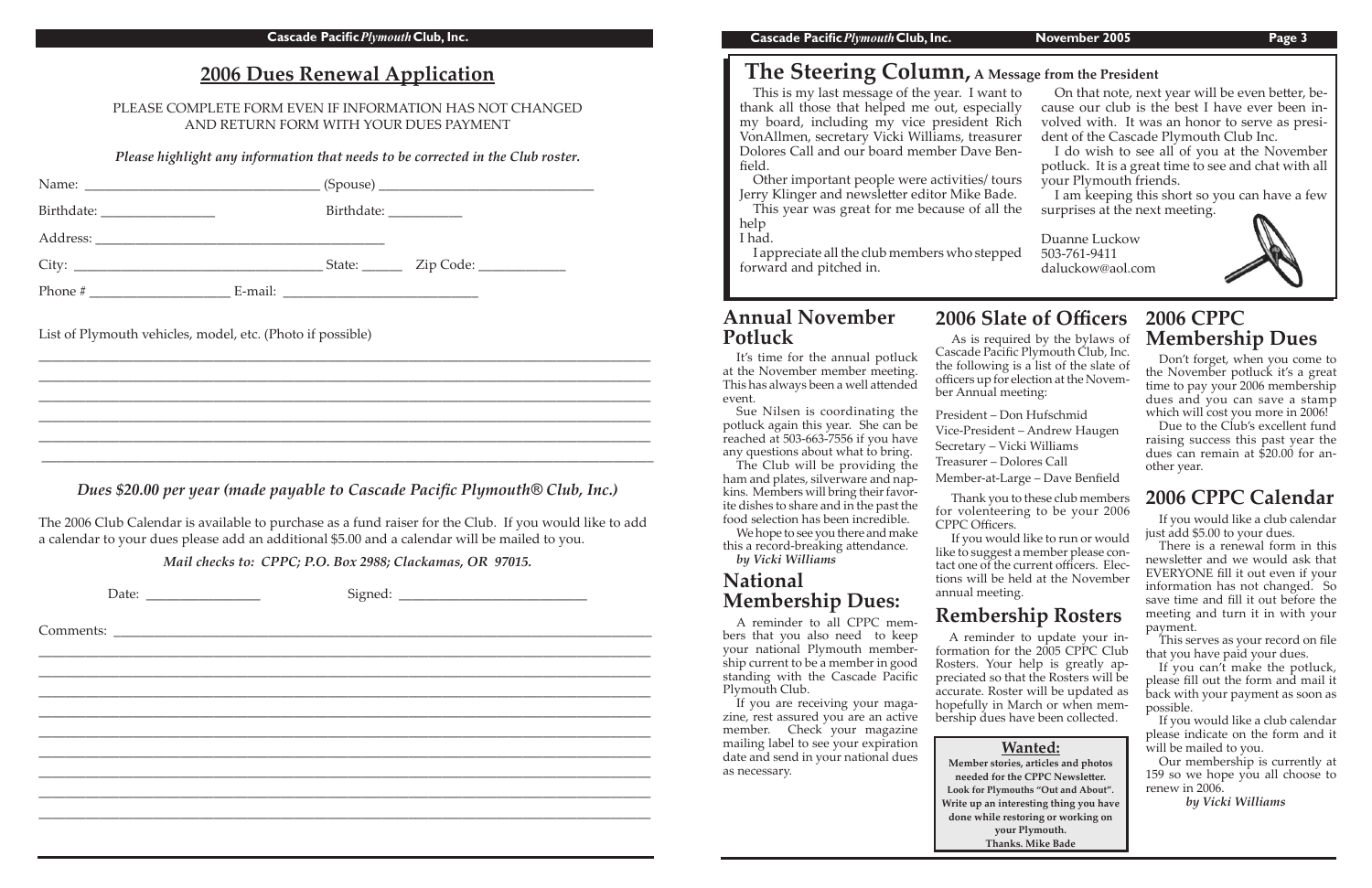## 2006 Dues Renewal Application

PLEASE COMPLETE FORM EVEN IF INFORMATION HAS NOT CHANGED AND RETURN FORM WITH YOUR DUES PAYMENT

*Please highlight any information that needs to be corrected in the Club roster.*

Name: ______________________________ (Spouse) ____________________________

Birthdate: _______________ Birthdate: __________

Address: ______________________________________

City: _________________________________ State: _____ Zip Code: ___________

Phone # __________________ E-mail: __________________________

List of Plymouth vehicles, model, etc. (Photo if possible)

_______________________________________________________________________________

_______________________________________________________________________________

_______________________________________________________________________________

_______________________________________________________________________________

_______________________________________________________________________________

_______________________________________________________________________________

*Dues $20.00 per year (made payable to Cascade Pacific Plymouth® Club, Inc.)*

The 2006 Club Calendar is available to purchase as a fund raiser for the Club. If you would like to add a calendar to your dues please add an additional $5.00 and a calendar will be mailed to you.

*Mail checks to: CPPC; P.O. Box 2988; Clackamas, OR 97015.*

Date: _______________ Signed: _________________________

Comments: _____________________________________________________________________

_______________________________________________________________________________

_______________________________________________________________________________

_______________________________________________________________________________

_______________________________________________________________________________

_______________________________________________________________________________

_______________________________________________________________________________

_______________________________________________________________________________

_______________________________________________________________________________

## The Steering Column, A Message from the President

This is my last message of the year. I want to thank all those that helped me out, especially my board, including my vice president Rich VonAllmen, secretary Vicki Williams, treasurer Dolores Call and our board member Dave Benfield.

Other important people were activities/ tours Jerry Klinger and newsletter editor Mike Bade.

This year was great for me because of all the help I had.

I appreciate all the club members who stepped forward and pitched in.

On that note, next year will be even better, because our club is the best I have ever been involved with. It was an honor to serve as president of the Cascade Plymouth Club Inc.

I do wish to see all of you at the November potluck. It is a great time to see and chat with all your Plymouth friends.

I am keeping this short so you can have a few surprises at the next meeting.

Duanne Luckow
503-761-9411
daluckow@aol.com

## Annual November Potluck

It's time for the annual potluck at the November member meeting. This has always been a well attended event.

Sue Nilsen is coordinating the potluck again this year. She can be reached at 503-663-7556 if you have any questions about what to bring.

The Club will be providing the ham and plates, silverware and napkins. Members will bring their favorite dishes to share and in the past the food selection has been incredible.

We hope to see you there and make this a record-breaking attendance.

*by Vicki Williams*

## National Membership Dues:

A reminder to all CPPC members that you also need to keep your national Plymouth membership current to be a member in good standing with the Cascade Pacific Plymouth Club.

If you are receiving your magazine, rest assured you are an active member. Check your magazine mailing label to see your expiration date and send in your national dues as necessary.

## 2006 Slate of Officers

As is required by the bylaws of Cascade Pacific Plymouth Club, Inc. the following is a list of the slate of officers up for election at the November Annual meeting:

President – Don Hufschmid
Vice-President – Andrew Haugen
Secretary – Vicki Williams
Treasurer – Dolores Call
Member-at-Large – Dave Benfield

Thank you to these club members for volenteering to be your 2006 CPPC Officers.

If you would like to run or would like to suggest a member please contact one of the current officers. Elections will be held at the November annual meeting.

## Rembership Rosters

A reminder to update your information for the 2005 CPPC Club Rosters. Your help is greatly appreciated so that the Rosters will be accurate. Roster will be updated as hopefully in March or when membership dues have been collected.

**Wanted:**

**Member stories, articles and photos needed for the CPPC Newsletter. Look for Plymouths "Out and About". Write up an interesting thing you have done while restoring or working on your Plymouth. Thanks. Mike Bade**

## 2006 CPPC Membership Dues

Don't forget, when you come to the November potluck it's a great time to pay your 2006 membership dues and you can save a stamp which will cost you more in 2006!

Due to the Club's excellent fund raising success this past year the dues can remain at $20.00 for another year.

## 2006 CPPC Calendar

If you would like a club calendar just add $5.00 to your dues.

There is a renewal form in this newsletter and we would ask that EVERYONE fill it out even if your information has not changed. So save time and fill it out before the meeting and turn it in with your payment.

This serves as your record on file that you have paid your dues.

If you can't make the potluck, please fill out the form and mail it back with your payment as soon as possible.

If you would like a club calendar please indicate on the form and it will be mailed to you.

Our membership is currently at 159 so we hope you all choose to renew in 2006.

*by Vicki Williams*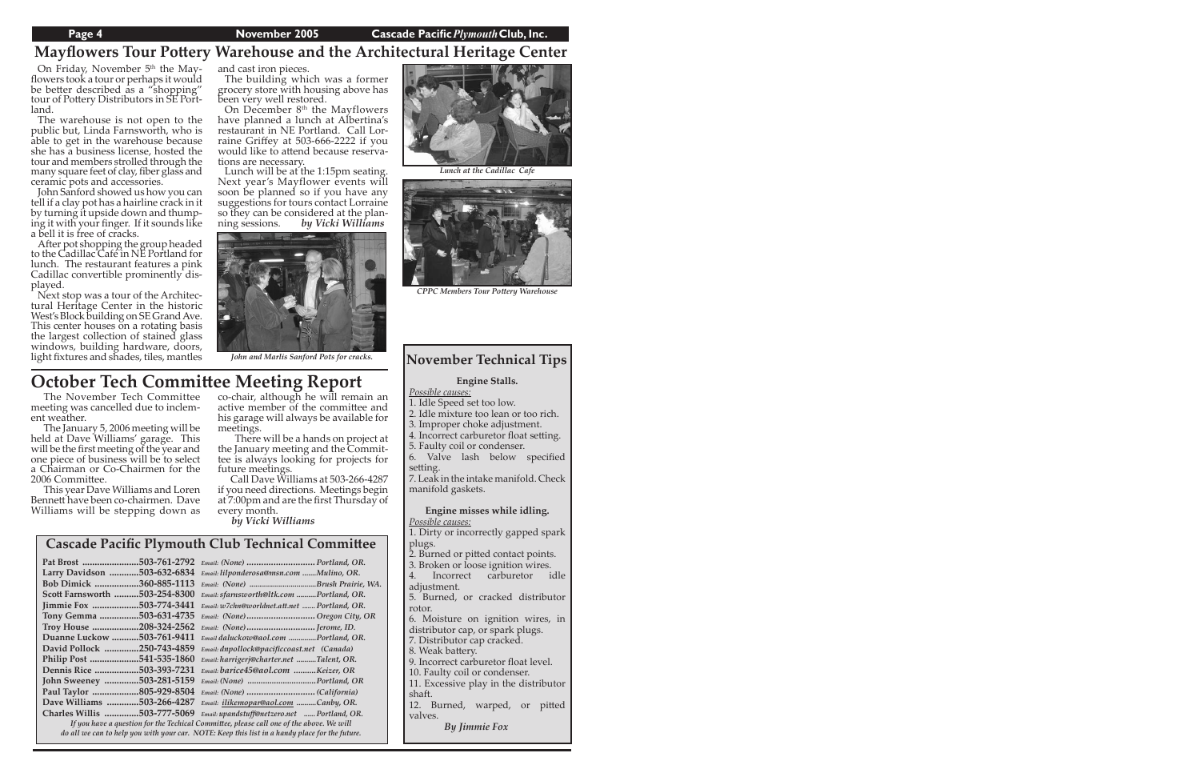## Mayflowers Tour Pottery Warehouse and the Architectural Heritage Center

On Friday, November 5th the Mayflowers took a tour or perhaps it would be better described as a "shopping" tour of Pottery Distributors in SE Portland.

The warehouse is not open to the public but, Linda Farnsworth, who is able to get in the warehouse because she has a business license, hosted the tour and members strolled through the many square feet of clay, fiber glass and ceramic pots and accessories.

John Sanford showed us how you can tell if a clay pot has a hairline crack in it by turning it upside down and thumping it with your finger. If it sounds like a bell it is free of cracks.

After pot shopping the group headed to the Cadillac Cafe in NE Portland for lunch. The restaurant features a pink Cadillac convertible prominently displayed.

Next stop was a tour of the Architectural Heritage Center in the historic West's Block building on SE Grand Ave. This center houses on a rotating basis the largest collection of stained glass windows, building hardware, doors, light fixtures and shades, tiles, mantles and cast iron pieces.

The building which was a former grocery store with housing above has been very well restored.

On December 8th the Mayflowers have planned a lunch at Albertina's restaurant in NE Portland. Call Lorraine Griffey at 503-666-2222 if you would like to attend because reservations are necessary.

Lunch will be at the 1:15pm seating. Next year's Mayflower events will soon be planned so if you have any suggestions for tours contact Lorraine so they can be considered at the planning sessions. *by Vicki Williams*

*John and Marlis Sanford Pots for cracks.*

*Lunch at the Cadillac Cafe*

*CPPC Members Tour Pottery Warehouse*

## October Tech Committee Meeting Report

The November Tech Committee meeting was cancelled due to inclement weather.

The January 5, 2006 meeting will be held at Dave Williams' garage. This will be the first meeting of the year and one piece of business will be to select a Chairman or Co-Chairmen for the 2006 Committee.

This year Dave Williams and Loren Bennett have been co-chairmen. Dave Williams will be stepping down as co-chair, although he will remain an active member of the committee and his garage will always be available for meetings.

There will be a hands on project at the January meeting and the Committee is always looking for projects for future meetings.

Call Dave Williams at 503-266-4287 if you need directions. Meetings begin at 7:00pm and are the first Thursday of every month.

*by Vicki Williams*

## Cascade Pacific Plymouth Club Technical Committee

| | | | |
|---|---|---|---|
| Pat Brost | 503-761-2792 | Email: (None) | Portland, OR. |
| Larry Davidson | 503-632-6834 | Email: lilponderosa@msn.com | Mulino, OR. |
| Bob Dimick | 360-885-1113 | Email: (None) | Brush Prairie, WA. |
| Scott Farnsworth | 503-254-8300 | Email: sfarnsworth@ltk.com | Portland, OR. |
| Jimmie Fox | 503-774-3441 | Email: w7chn@worldnet.att.net | Portland, OR. |
| Tony Gemma | 503-631-4735 | Email: (None) | Oregon City, OR |
| Troy House | 208-324-2562 | Email: (None) | Jerome, ID. |
| Duanne Luckow | 503-761-9411 | Email: daluckow@aol.com | Portland, OR. |
| David Pollock | 250-743-4859 | Email: dnpollock@pacificcoast.net | (Canada) |
| Philip Post | 541-535-1860 | Email: harrigerj@charter.net | Talent, OR. |
| Dennis Rice | 503-393-7231 | Email: barice45@aol.com | Keizer, OR |
| John Sweeney | 503-281-5159 | Email: (None) | Portland, OR |
| Paul Taylor | 805-929-8504 | Email: (None) | (California) |
| Dave Williams | 503-266-4287 | Email: ilikemopar@aol.com | Canby, OR. |
| Charles Willis | 503-777-5069 | Email: upandstuff@netzero.net | Portland, OR. |

*If you have a question for the Techical Committee, please call one of the above. We will do all we can to help you with your car. NOTE: Keep this list in a handy place for the future.*

## November Technical Tips

**Engine Stalls.**

Possible causes:

1. Idle Speed set too low.
2. Idle mixture too lean or too rich.
3. Improper choke adjustment.
4. Incorrect carburetor float setting.
5. Faulty coil or condenser.
6. Valve lash below specified setting.
7. Leak in the intake manifold. Check manifold gaskets.

**Engine misses while idling.**

Possible causes:

1. Dirty or incorrectly gapped spark plugs.
2. Burned or pitted contact points.
3. Broken or loose ignition wires.
4. Incorrect carburetor idle adjustment.
5. Burned, or cracked distributor rotor.
6. Moisture on ignition wires, in distributor cap, or spark plugs.
7. Distributor cap cracked.
8. Weak battery.
9. Incorrect carburetor float level.
10. Faulty coil or condenser.
11. Excessive play in the distributor shaft.
12. Burned, warped, or pitted valves.

*By Jimmie Fox*